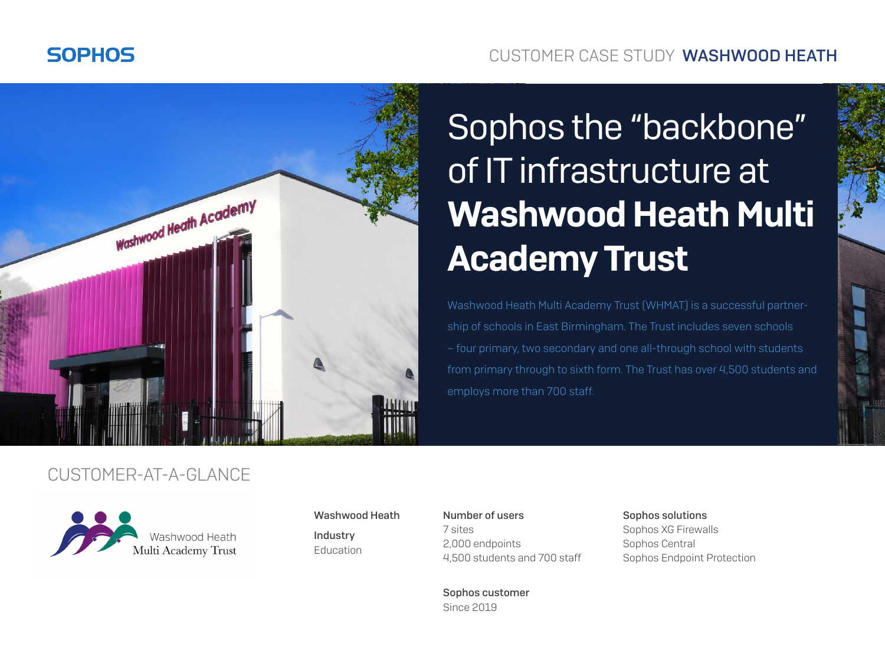SOPHOS

CUSTOMER CASE STUDY **WASHWOOD HEATH**

# Sophos the “backbone” of IT infrastructure at **Washwood Heath Multi Academy Trust**

Washwood Heath Multi Academy Trust (WHMAT) is a successful partnership of schools in East Birmingham. The Trust includes seven schools – four primary, two secondary and one all-through school with students from primary through to sixth form. The Trust has over 4,500 students and employs more than 700 staff.

## CUSTOMER-AT-A-GLANCE

Washwood Heath Multi Academy Trust

**Washwood Heath**

**Industry**
Education

**Number of users**
7 sites
2,000 endpoints
4,500 students and 700 staff

**Sophos customer**
Since 2019

**Sophos solutions**
Sophos XG Firewalls
Sophos Central
Sophos Endpoint Protection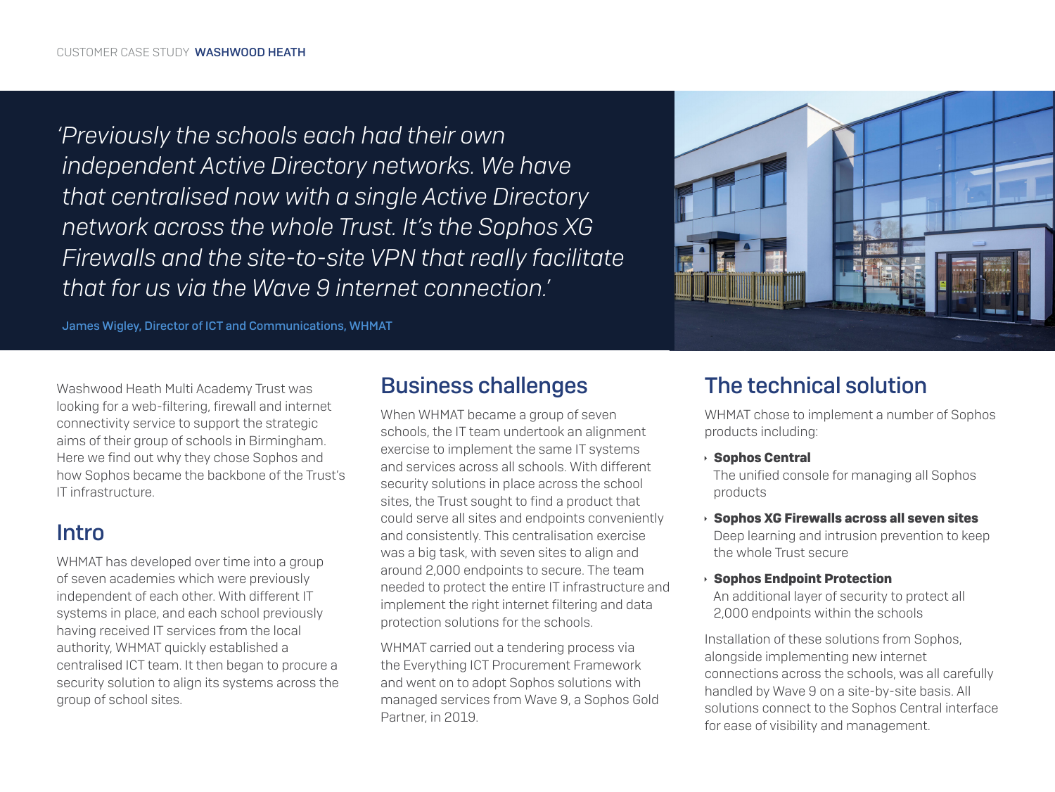*'Previously the schools each had their own independent Active Directory networks. We have that centralised now with a single Active Directory network across the whole Trust. It's the Sophos XG Firewalls and the site-to-site VPN that really facilitate that for us via the Wave 9 internet connection.'*

James Wigley, Director of ICT and Communications, WHMAT

Washwood Heath Multi Academy Trust was looking for a web-filtering, firewall and internet connectivity service to support the strategic aims of their group of schools in Birmingham. Here we find out why they chose Sophos and how Sophos became the backbone of the Trust's IT infrastructure.

## Intro

WHMAT has developed over time into a group of seven academies which were previously independent of each other. With different IT systems in place, and each school previously having received IT services from the local authority, WHMAT quickly established a centralised ICT team. It then began to procure a security solution to align its systems across the group of school sites.

## Business challenges

When WHMAT became a group of seven schools, the IT team undertook an alignment exercise to implement the same IT systems and services across all schools. With different security solutions in place across the school sites, the Trust sought to find a product that could serve all sites and endpoints conveniently and consistently. This centralisation exercise was a big task, with seven sites to align and around 2,000 endpoints to secure. The team needed to protect the entire IT infrastructure and implement the right internet filtering and data protection solutions for the schools.

WHMAT carried out a tendering process via the Everything ICT Procurement Framework and went on to adopt Sophos solutions with managed services from Wave 9, a Sophos Gold Partner, in 2019.

## The technical solution

WHMAT chose to implement a number of Sophos products including:

- **Sophos Central**
  The unified console for managing all Sophos products
- **Sophos XG Firewalls across all seven sites**
  Deep learning and intrusion prevention to keep the whole Trust secure
- **Sophos Endpoint Protection**
  An additional layer of security to protect all 2,000 endpoints within the schools

Installation of these solutions from Sophos, alongside implementing new internet connections across the schools, was all carefully handled by Wave 9 on a site-by-site basis. All solutions connect to the Sophos Central interface for ease of visibility and management.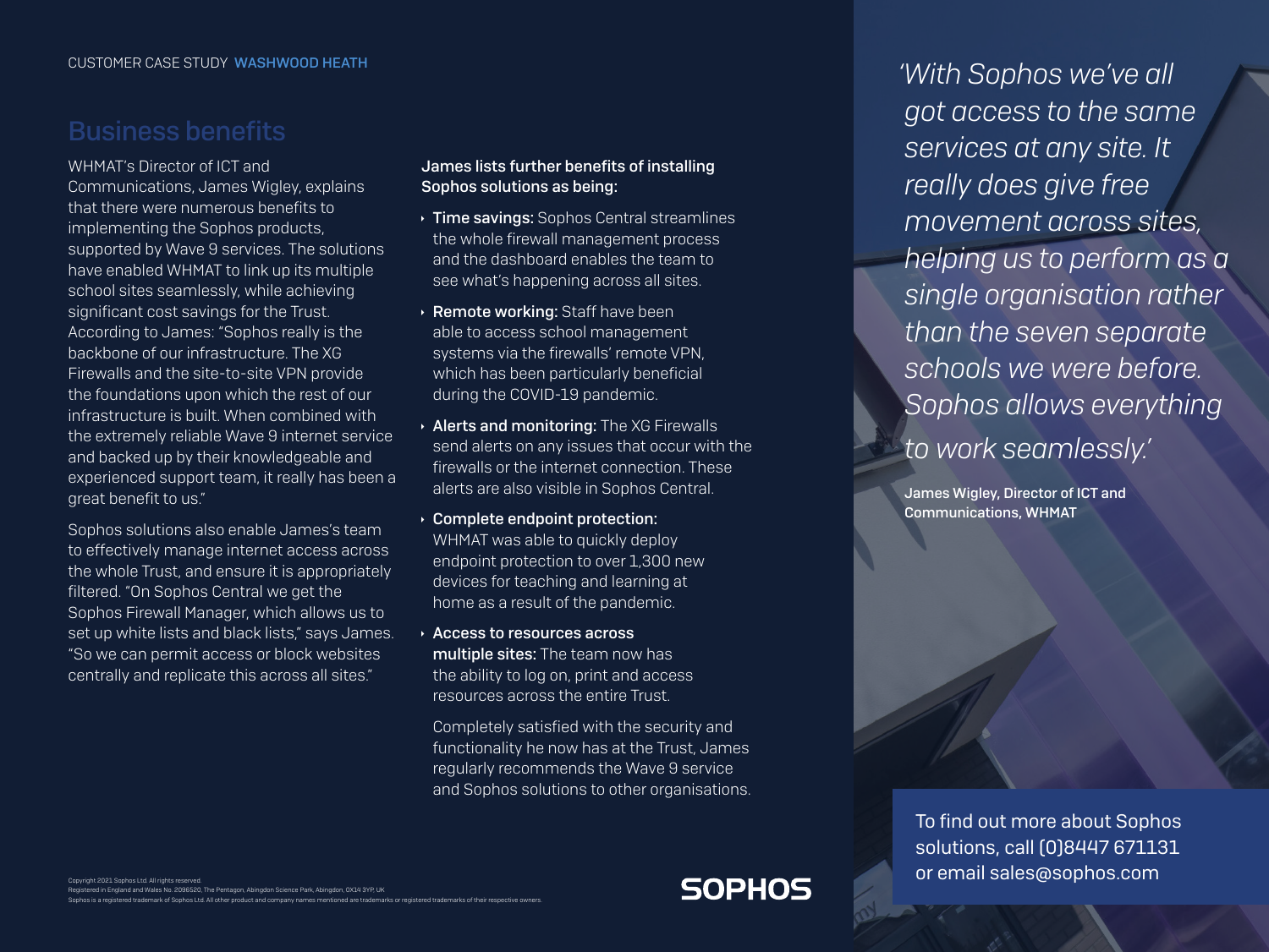## Business benefits

WHMAT's Director of ICT and Communications, James Wigley, explains that there were numerous benefits to implementing the Sophos products, supported by Wave 9 services. The solutions have enabled WHMAT to link up its multiple school sites seamlessly, while achieving significant cost savings for the Trust. According to James: "Sophos really is the backbone of our infrastructure. The XG Firewalls and the site-to-site VPN provide the foundations upon which the rest of our infrastructure is built. When combined with the extremely reliable Wave 9 internet service and backed up by their knowledgeable and experienced support team, it really has been a great benefit to us."

Sophos solutions also enable James's team to effectively manage internet access across the whole Trust, and ensure it is appropriately filtered. "On Sophos Central we get the Sophos Firewall Manager, which allows us to set up white lists and black lists," says James. "So we can permit access or block websites centrally and replicate this across all sites."

**James lists further benefits of installing Sophos solutions as being:**

- **Time savings:** Sophos Central streamlines the whole firewall management process and the dashboard enables the team to see what's happening across all sites.
- **Remote working:** Staff have been able to access school management systems via the firewalls' remote VPN, which has been particularly beneficial during the COVID-19 pandemic.
- **Alerts and monitoring:** The XG Firewalls send alerts on any issues that occur with the firewalls or the internet connection. These alerts are also visible in Sophos Central.
- **Complete endpoint protection:** WHMAT was able to quickly deploy endpoint protection to over 1,300 new devices for teaching and learning at home as a result of the pandemic.
- **Access to resources across multiple sites:** The team now has the ability to log on, print and access resources across the entire Trust.

Completely satisfied with the security and functionality he now has at the Trust, James regularly recommends the Wave 9 service and Sophos solutions to other organisations.

*'With Sophos we've all got access to the same services at any site. It really does give free movement across sites, helping us to perform as a single organisation rather than the seven separate schools we were before. Sophos allows everything to work seamlessly.'*

**James Wigley, Director of ICT and Communications, WHMAT**

To find out more about Sophos solutions, call (0)8447 671131 or email sales@sophos.com

Copyright 2021 Sophos Ltd. All rights reserved.
Registered in England and Wales No. 2096520, The Pentagon, Abingdon Science Park, Abingdon, OX14 3YP, UK
Sophos is a registered trademark of Sophos Ltd. All other product and company names mentioned are trademarks or registered trademarks of their respective owners.

SOPHOS